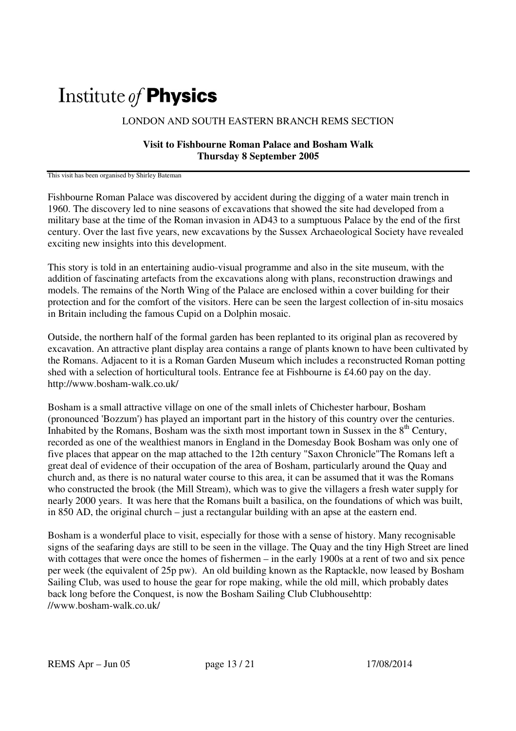# Institute *of* **Physics**

LONDON AND SOUTH EASTERN BRANCH REMS SECTION

**Visit to Fishbourne Roman Palace and Bosham Walk**
**Thursday 8 September 2005**

This visit has been organised by Shirley Bateman

Fishbourne Roman Palace was discovered by accident during the digging of a water main trench in 1960. The discovery led to nine seasons of excavations that showed the site had developed from a military base at the time of the Roman invasion in AD43 to a sumptuous Palace by the end of the first century. Over the last five years, new excavations by the Sussex Archaeological Society have revealed exciting new insights into this development.

This story is told in an entertaining audio-visual programme and also in the site museum, with the addition of fascinating artefacts from the excavations along with plans, reconstruction drawings and models. The remains of the North Wing of the Palace are enclosed within a cover building for their protection and for the comfort of the visitors. Here can be seen the largest collection of in-situ mosaics in Britain including the famous Cupid on a Dolphin mosaic.

Outside, the northern half of the formal garden has been replanted to its original plan as recovered by excavation. An attractive plant display area contains a range of plants known to have been cultivated by the Romans. Adjacent to it is a Roman Garden Museum which includes a reconstructed Roman potting shed with a selection of horticultural tools. Entrance fee at Fishbourne is £4.60 pay on the day. http://www.bosham-walk.co.uk/

Bosham is a small attractive village on one of the small inlets of Chichester harbour, Bosham (pronounced 'Bozzum') has played an important part in the history of this country over the centuries. Inhabited by the Romans, Bosham was the sixth most important town in Sussex in the 8th Century, recorded as one of the wealthiest manors in England in the Domesday Book Bosham was only one of five places that appear on the map attached to the 12th century "Saxon Chronicle"The Romans left a great deal of evidence of their occupation of the area of Bosham, particularly around the Quay and church and, as there is no natural water course to this area, it can be assumed that it was the Romans who constructed the brook (the Mill Stream), which was to give the villagers a fresh water supply for nearly 2000 years. It was here that the Romans built a basilica, on the foundations of which was built, in 850 AD, the original church – just a rectangular building with an apse at the eastern end.

Bosham is a wonderful place to visit, especially for those with a sense of history. Many recognisable signs of the seafaring days are still to be seen in the village. The Quay and the tiny High Street are lined with cottages that were once the homes of fishermen – in the early 1900s at a rent of two and six pence per week (the equivalent of 25p pw). An old building known as the Raptackle, now leased by Bosham Sailing Club, was used to house the gear for rope making, while the old mill, which probably dates back long before the Conquest, is now the Bosham Sailing Club Clubhousehttp: //www.bosham-walk.co.uk/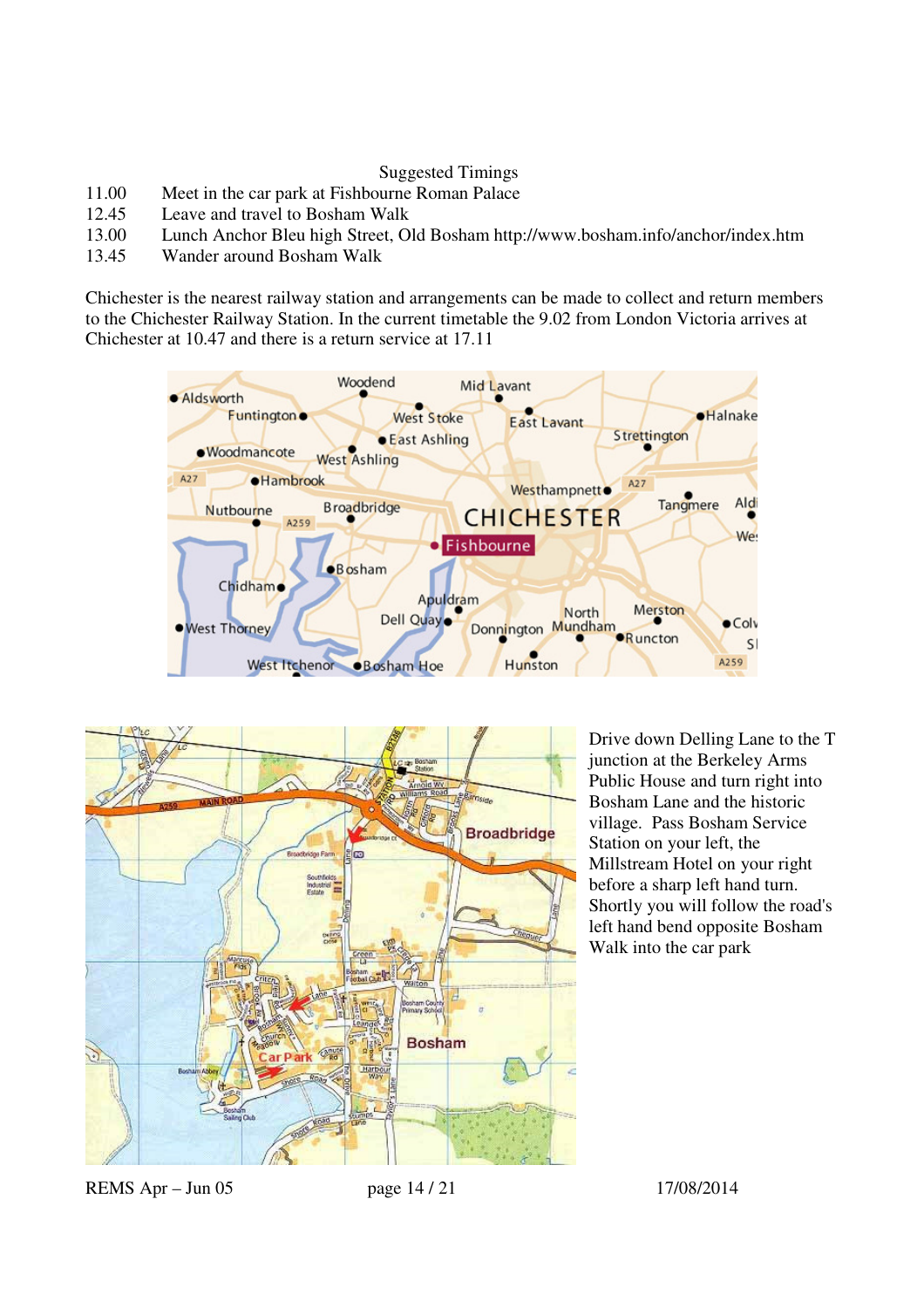Suggested Timings

| | |
|---|---|
| 11.00 | Meet in the car park at Fishbourne Roman Palace |
| 12.45 | Leave and travel to Bosham Walk |
| 13.00 | Lunch Anchor Bleu high Street, Old Bosham http://www.bosham.info/anchor/index.htm |
| 13.45 | Wander around Bosham Walk |

Chichester is the nearest railway station and arrangements can be made to collect and return members to the Chichester Railway Station. In the current timetable the 9.02 from London Victoria arrives at Chichester at 10.47 and there is a return service at 17.11

Drive down Delling Lane to the T junction at the Berkeley Arms Public House and turn right into Bosham Lane and the historic village. Pass Bosham Service Station on your left, the Millstream Hotel on your right before a sharp left hand turn. Shortly you will follow the road's left hand bend opposite Bosham Walk into the car park